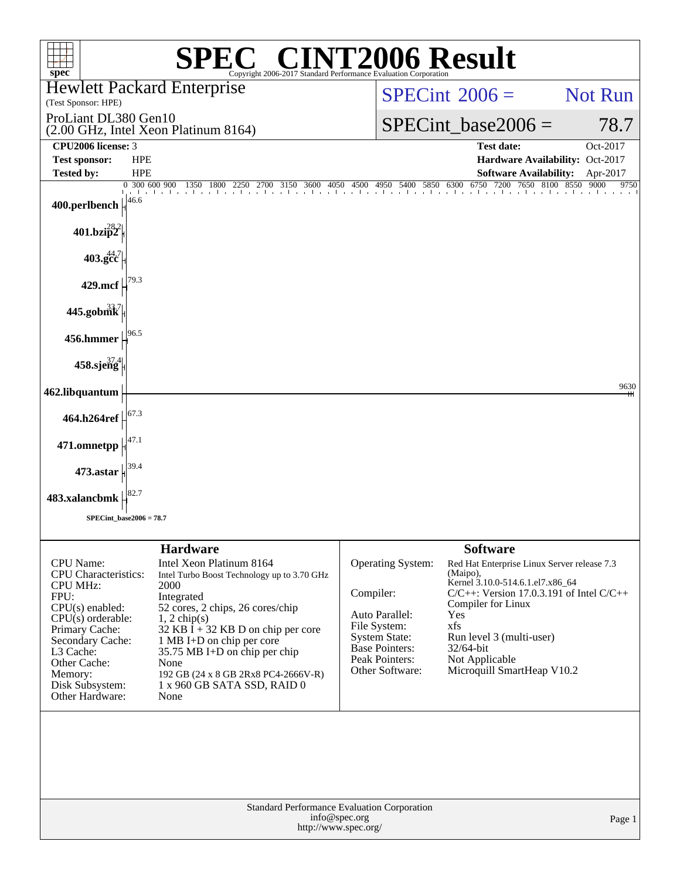# SPEC CINT2006 Result

Copyright 2006-2017 Standard Performance Evaluation Corporation

**Hewlett Packard Enterprise**
(Test Sponsor: HPE)

ProLiant DL380 Gen10
(2.00 GHz, Intel Xeon Platinum 8164)

SPECint 2006 = Not Run

SPECint_base2006 = 78.7

| | | | |
|---|---|---|---|
| **CPU2006 license:** 3 | | **Test date:** | Oct-2017 |
| **Test sponsor:** | HPE | **Hardware Availability:** | Oct-2017 |
| **Tested by:** | HPE | **Software Availability:** | Apr-2017 |

| Benchmark | Base Ratio |
|---|---|
| 400.perlbench | 46.6 |
| 401.bzip2 | 28.2 |
| 403.gcc | 44.7 |
| 429.mcf | 79.3 |
| 445.gobmk | 33.7 |
| 456.hmmer | 96.5 |
| 458.sjeng | 37.4 |
| 462.libquantum | 9630 |
| 464.h264ref | 67.3 |
| 471.omnetpp | 47.1 |
| 473.astar | 39.4 |
| 483.xalancbmk | 82.7 |

SPECint_base2006 = 78.7

## Hardware

| | |
|---|---|
| CPU Name: | Intel Xeon Platinum 8164 |
| CPU Characteristics: | Intel Turbo Boost Technology up to 3.70 GHz |
| CPU MHz: | 2000 |
| FPU: | Integrated |
| CPU(s) enabled: | 52 cores, 2 chips, 26 cores/chip |
| CPU(s) orderable: | 1, 2 chip(s) |
| Primary Cache: | 32 KB I + 32 KB D on chip per core |
| Secondary Cache: | 1 MB I+D on chip per core |
| L3 Cache: | 35.75 MB I+D on chip per chip |
| Other Cache: | None |
| Memory: | 192 GB (24 x 8 GB 2Rx8 PC4-2666V-R) |
| Disk Subsystem: | 1 x 960 GB SATA SSD, RAID 0 |
| Other Hardware: | None |

## Software

| | |
|---|---|
| Operating System: | Red Hat Enterprise Linux Server release 7.3 (Maipo), Kernel 3.10.0-514.6.1.el7.x86_64 |
| Compiler: | C/C++: Version 17.0.3.191 of Intel C/C++ Compiler for Linux |
| Auto Parallel: | Yes |
| File System: | xfs |
| System State: | Run level 3 (multi-user) |
| Base Pointers: | 32/64-bit |
| Peak Pointers: | Not Applicable |
| Other Software: | Microquill SmartHeap V10.2 |

Standard Performance Evaluation Corporation
info@spec.org
http://www.spec.org/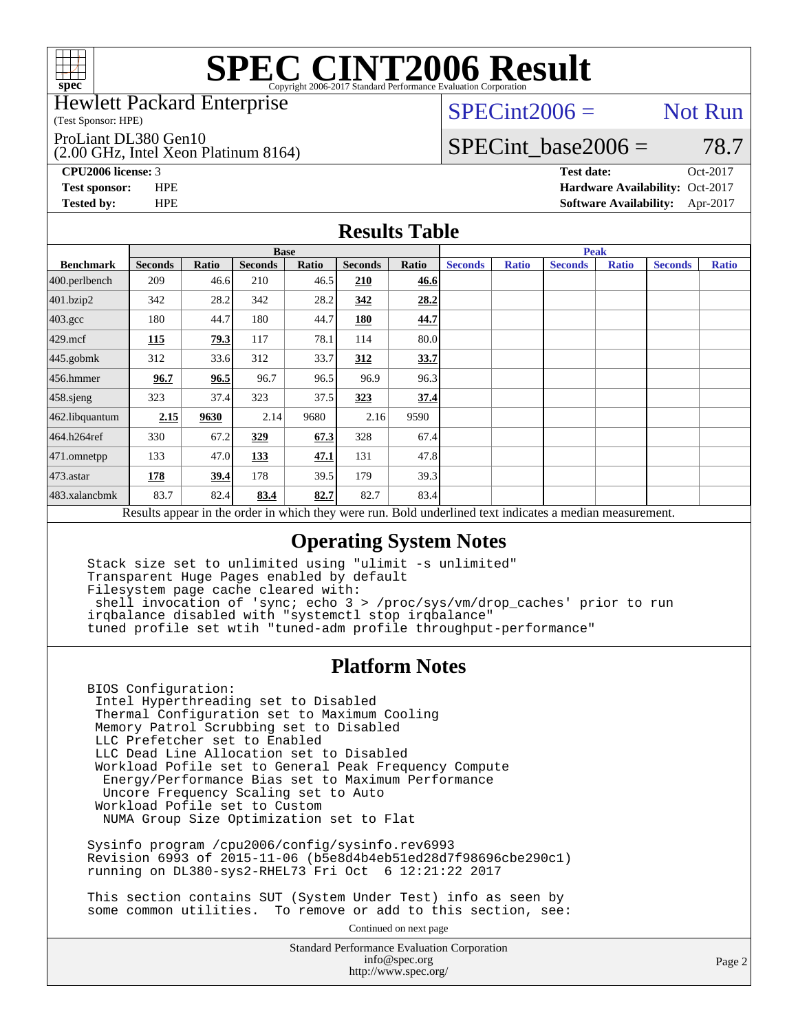# SPEC CINT2006 Result

Copyright 2006-2017 Standard Performance Evaluation Corporation

Hewlett Packard Enterprise
(Test Sponsor: HPE)

ProLiant DL380 Gen10
(2.00 GHz, Intel Xeon Platinum 8164)

SPECint2006 = Not Run

SPECint_base2006 = 78.7

**CPU2006 license:** 3
**Test sponsor:** HPE
**Tested by:** HPE

**Test date:** Oct-2017
**Hardware Availability:** Oct-2017
**Software Availability:** Apr-2017

## Results Table

| | Base | | | | | | Peak | | | | | |
|---|---|---|---|---|---|---|---|---|---|---|---|---|
| **Benchmark** | **Seconds** | **Ratio** | **Seconds** | **Ratio** | **Seconds** | **Ratio** | **Seconds** | **Ratio** | **Seconds** | **Ratio** | **Seconds** | **Ratio** |
| 400.perlbench | 209 | 46.6 | 210 | 46.5 | **210** | **46.6** | | | | | | |
| 401.bzip2 | 342 | 28.2 | 342 | 28.2 | **342** | **28.2** | | | | | | |
| 403.gcc | 180 | 44.7 | 180 | 44.7 | **180** | **44.7** | | | | | | |
| 429.mcf | **115** | **79.3** | 117 | 78.1 | 114 | 80.0 | | | | | | |
| 445.gobmk | 312 | 33.6 | 312 | 33.7 | **312** | **33.7** | | | | | | |
| 456.hmmer | **96.7** | **96.5** | 96.7 | 96.5 | 96.9 | 96.3 | | | | | | |
| 458.sjeng | 323 | 37.4 | 323 | 37.5 | **323** | **37.4** | | | | | | |
| 462.libquantum | **2.15** | **9630** | 2.14 | 9680 | 2.16 | 9590 | | | | | | |
| 464.h264ref | 330 | 67.2 | **329** | **67.3** | 328 | 67.4 | | | | | | |
| 471.omnetpp | 133 | 47.0 | **133** | **47.1** | 131 | 47.8 | | | | | | |
| 473.astar | **178** | **39.4** | 178 | 39.5 | 179 | 39.3 | | | | | | |
| 483.xalancbmk | 83.7 | 82.4 | **83.4** | **82.7** | 82.7 | 83.4 | | | | | | |

Results appear in the order in which they were run. Bold underlined text indicates a median measurement.

## Operating System Notes

```
Stack size set to unlimited using "ulimit -s unlimited"
Transparent Huge Pages enabled by default
Filesystem page cache cleared with:
 shell invocation of 'sync; echo 3 > /proc/sys/vm/drop_caches' prior to run
irqbalance disabled with "systemctl stop irqbalance"
tuned profile set wtih "tuned-adm profile throughput-performance"
```

## Platform Notes

```
BIOS Configuration:
 Intel Hyperthreading set to Disabled
 Thermal Configuration set to Maximum Cooling
 Memory Patrol Scrubbing set to Disabled
 LLC Prefetcher set to Enabled
 LLC Dead Line Allocation set to Disabled
 Workload Pofile set to General Peak Frequency Compute
  Energy/Performance Bias set to Maximum Performance
  Uncore Frequency Scaling set to Auto
 Workload Pofile set to Custom
  NUMA Group Size Optimization set to Flat

Sysinfo program /cpu2006/config/sysinfo.rev6993
Revision 6993 of 2015-11-06 (b5e8d4b4eb51ed28d7f98696cbe290c1)
running on DL380-sys2-RHEL73 Fri Oct  6 12:21:22 2017

This section contains SUT (System Under Test) info as seen by
some common utilities.  To remove or add to this section, see:
```

Continued on next page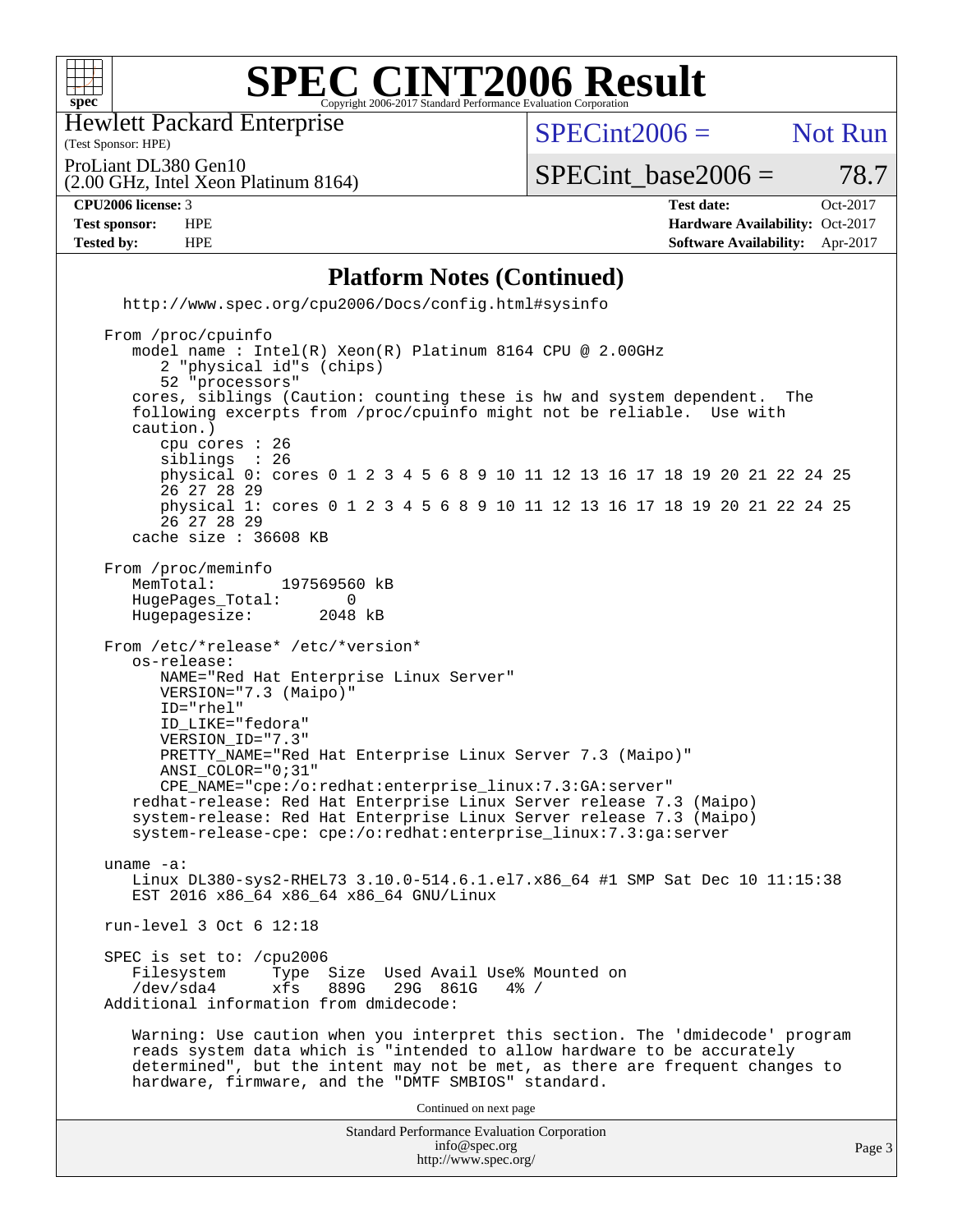# SPEC CINT2006 Result

Hewlett Packard Enterprise
(Test Sponsor: HPE)

ProLiant DL380 Gen10
(2.00 GHz, Intel Xeon Platinum 8164)

SPECint2006 = Not Run

SPECint_base2006 = 78.7

| | | | |
|---|---|---|---|
| **CPU2006 license:** 3 | | **Test date:** | Oct-2017 |
| **Test sponsor:** | HPE | **Hardware Availability:** | Oct-2017 |
| **Tested by:** | HPE | **Software Availability:** | Apr-2017 |

## Platform Notes (Continued)

```
   http://www.spec.org/cpu2006/Docs/config.html#sysinfo

 From /proc/cpuinfo
    model name : Intel(R) Xeon(R) Platinum 8164 CPU @ 2.00GHz
       2 "physical id"s (chips)
       52 "processors"
    cores, siblings (Caution: counting these is hw and system dependent.  The
    following excerpts from /proc/cpuinfo might not be reliable.  Use with
    caution.)
       cpu cores : 26
       siblings  : 26
       physical 0: cores 0 1 2 3 4 5 6 8 9 10 11 12 13 16 17 18 19 20 21 22 24 25
       26 27 28 29
       physical 1: cores 0 1 2 3 4 5 6 8 9 10 11 12 13 16 17 18 19 20 21 22 24 25
       26 27 28 29
    cache size : 36608 KB

 From /proc/meminfo
    MemTotal:       197569560 kB
    HugePages_Total:       0
    Hugepagesize:       2048 kB

 From /etc/*release* /etc/*version*
    os-release:
       NAME="Red Hat Enterprise Linux Server"
       VERSION="7.3 (Maipo)"
       ID="rhel"
       ID_LIKE="fedora"
       VERSION_ID="7.3"
       PRETTY_NAME="Red Hat Enterprise Linux Server 7.3 (Maipo)"
       ANSI_COLOR="0;31"
       CPE_NAME="cpe:/o:redhat:enterprise_linux:7.3:GA:server"
    redhat-release: Red Hat Enterprise Linux Server release 7.3 (Maipo)
    system-release: Red Hat Enterprise Linux Server release 7.3 (Maipo)
    system-release-cpe: cpe:/o:redhat:enterprise_linux:7.3:ga:server

 uname -a:
    Linux DL380-sys2-RHEL73 3.10.0-514.6.1.el7.x86_64 #1 SMP Sat Dec 10 11:15:38
    EST 2016 x86_64 x86_64 x86_64 GNU/Linux

 run-level 3 Oct 6 12:18

 SPEC is set to: /cpu2006
    Filesystem     Type  Size  Used Avail Use% Mounted on
    /dev/sda4      xfs   889G   29G  861G   4% /
 Additional information from dmidecode:

    Warning: Use caution when you interpret this section. The 'dmidecode' program
    reads system data which is "intended to allow hardware to be accurately
    determined", but the intent may not be met, as there are frequent changes to
    hardware, firmware, and the "DMTF SMBIOS" standard.
```

Continued on next page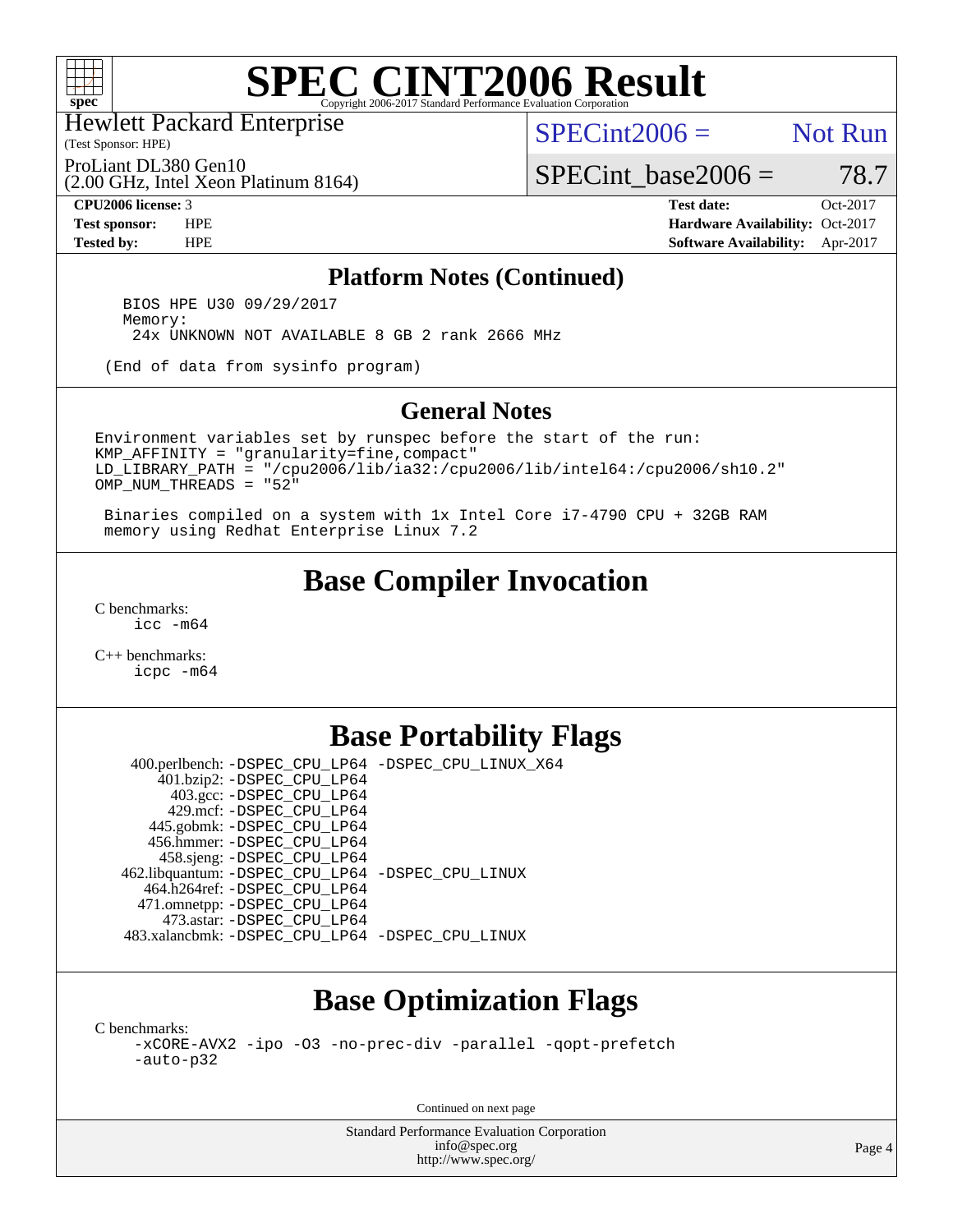# SPEC CINT2006 Result

Copyright 2006-2017 Standard Performance Evaluation Corporation

Hewlett Packard Enterprise
(Test Sponsor: HPE)

ProLiant DL380 Gen10
(2.00 GHz, Intel Xeon Platinum 8164)

SPECint2006 = Not Run

SPECint_base2006 = 78.7

| | | | |
|---|---|---|---|
| **CPU2006 license:** 3 | | **Test date:** | Oct-2017 |
| **Test sponsor:** | HPE | **Hardware Availability:** | Oct-2017 |
| **Tested by:** | HPE | **Software Availability:** | Apr-2017 |

## Platform Notes (Continued)

```
   BIOS HPE U30 09/29/2017
   Memory:
    24x UNKNOWN NOT AVAILABLE 8 GB 2 rank 2666 MHz

 (End of data from sysinfo program)
```

## General Notes

```
Environment variables set by runspec before the start of the run:
KMP_AFFINITY = "granularity=fine,compact"
LD_LIBRARY_PATH = "/cpu2006/lib/ia32:/cpu2006/lib/intel64:/cpu2006/sh10.2"
OMP_NUM_THREADS = "52"

 Binaries compiled on a system with 1x Intel Core i7-4790 CPU + 32GB RAM
 memory using Redhat Enterprise Linux 7.2
```

## Base Compiler Invocation

C benchmarks:
  icc -m64

C++ benchmarks:
  icpc -m64

## Base Portability Flags

| | |
|---|---|
| 400.perlbench: | -DSPEC_CPU_LP64 -DSPEC_CPU_LINUX_X64 |
| 401.bzip2: | -DSPEC_CPU_LP64 |
| 403.gcc: | -DSPEC_CPU_LP64 |
| 429.mcf: | -DSPEC_CPU_LP64 |
| 445.gobmk: | -DSPEC_CPU_LP64 |
| 456.hmmer: | -DSPEC_CPU_LP64 |
| 458.sjeng: | -DSPEC_CPU_LP64 |
| 462.libquantum: | -DSPEC_CPU_LP64 -DSPEC_CPU_LINUX |
| 464.h264ref: | -DSPEC_CPU_LP64 |
| 471.omnetpp: | -DSPEC_CPU_LP64 |
| 473.astar: | -DSPEC_CPU_LP64 |
| 483.xalancbmk: | -DSPEC_CPU_LP64 -DSPEC_CPU_LINUX |

## Base Optimization Flags

C benchmarks:
  -xCORE-AVX2 -ipo -O3 -no-prec-div -parallel -qopt-prefetch
  -auto-p32

Continued on next page

Standard Performance Evaluation Corporation
info@spec.org
http://www.spec.org/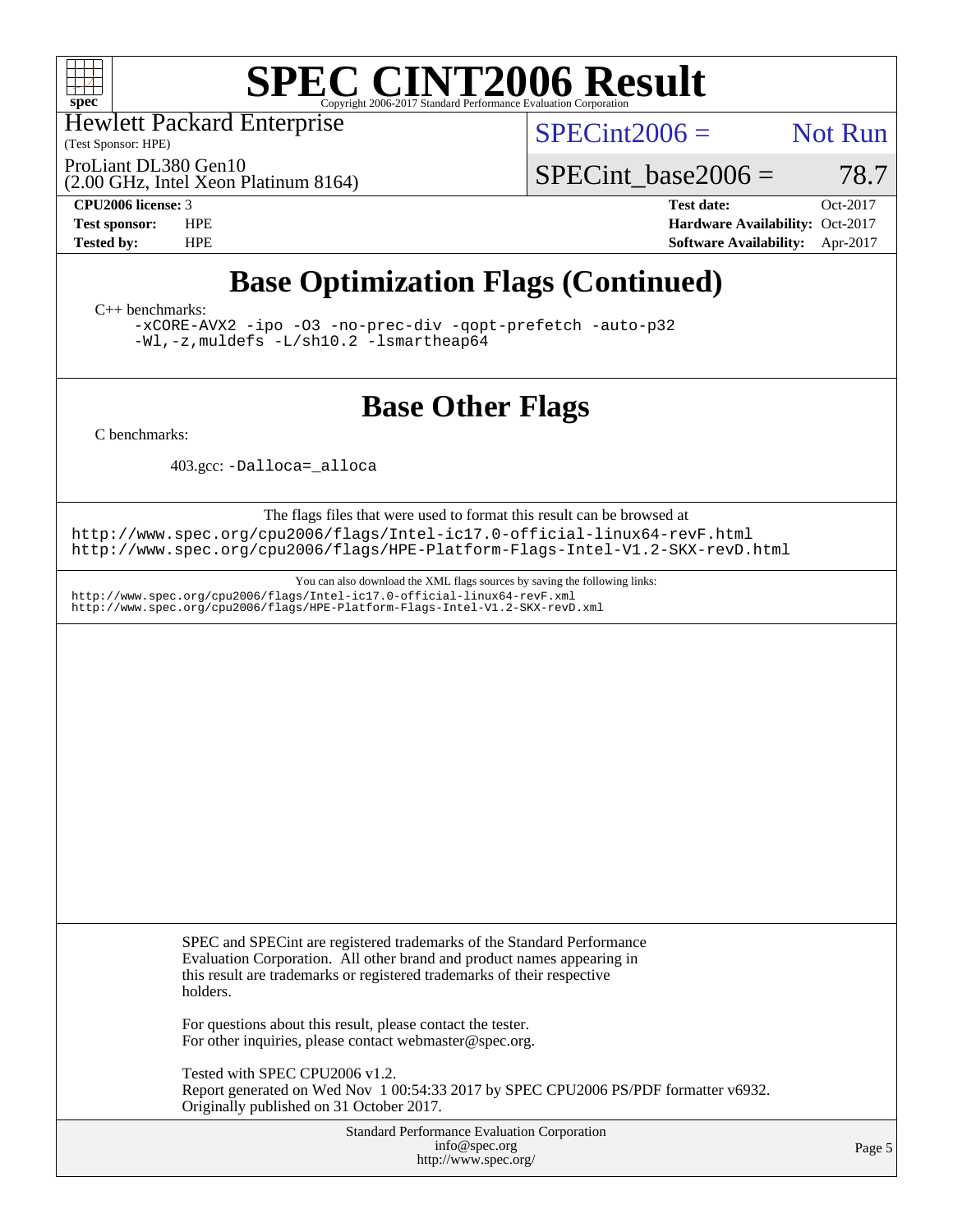# SPEC CINT2006 Result

Copyright 2006-2017 Standard Performance Evaluation Corporation

Hewlett Packard Enterprise
(Test Sponsor: HPE)

ProLiant DL380 Gen10
(2.00 GHz, Intel Xeon Platinum 8164)

SPECint2006 = Not Run

SPECint_base2006 = 78.7

**CPU2006 license:** 3
**Test sponsor:** HPE
**Tested by:** HPE

**Test date:** Oct-2017
**Hardware Availability:** Oct-2017
**Software Availability:** Apr-2017

## Base Optimization Flags (Continued)

C++ benchmarks:

```
-xCORE-AVX2 -ipo -O3 -no-prec-div -qopt-prefetch -auto-p32
-Wl,-z,muldefs -L/sh10.2 -lsmartheap64
```

## Base Other Flags

C benchmarks:

403.gcc: `-Dalloca=_alloca`

The flags files that were used to format this result can be browsed at

http://www.spec.org/cpu2006/flags/Intel-ic17.0-official-linux64-revF.html
http://www.spec.org/cpu2006/flags/HPE-Platform-Flags-Intel-V1.2-SKX-revD.html

You can also download the XML flags sources by saving the following links:

http://www.spec.org/cpu2006/flags/Intel-ic17.0-official-linux64-revF.xml
http://www.spec.org/cpu2006/flags/HPE-Platform-Flags-Intel-V1.2-SKX-revD.xml

SPEC and SPECint are registered trademarks of the Standard Performance Evaluation Corporation. All other brand and product names appearing in this result are trademarks or registered trademarks of their respective holders.

For questions about this result, please contact the tester.
For other inquiries, please contact webmaster@spec.org.

Tested with SPEC CPU2006 v1.2.
Report generated on Wed Nov 1 00:54:33 2017 by SPEC CPU2006 PS/PDF formatter v6932.
Originally published on 31 October 2017.

Standard Performance Evaluation Corporation
info@spec.org
http://www.spec.org/